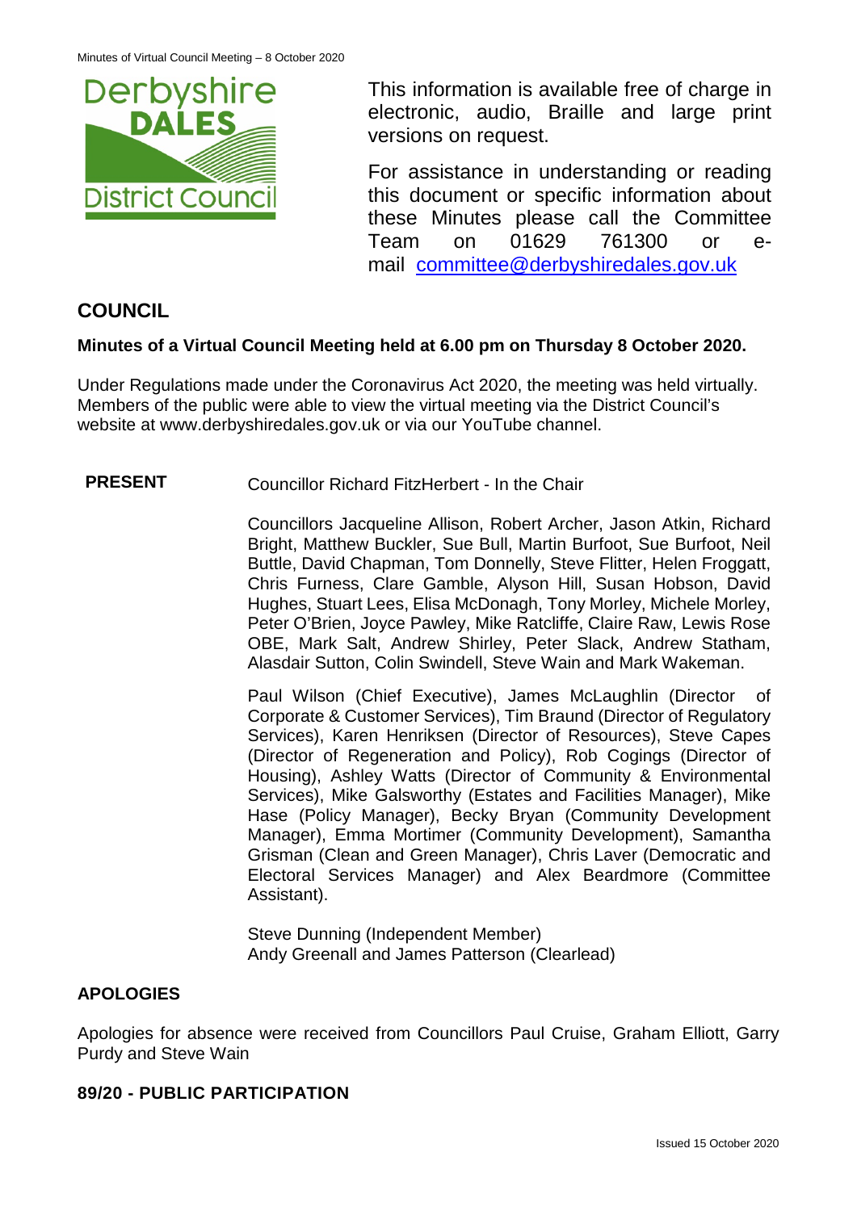This information is available free of charge in electronic, audio, Braille and large print versions on request.

For assistance in understanding or reading this document or specific information about these Minutes please call the Committee Team on 01629 761300 or e-mail committee@derbyshiredales.gov.uk

# COUNCIL

**Minutes of a Virtual Council Meeting held at 6.00 pm on Thursday 8 October 2020.**

Under Regulations made under the Coronavirus Act 2020, the meeting was held virtually. Members of the public were able to view the virtual meeting via the District Council's website at www.derbyshiredales.gov.uk or via our YouTube channel.

**PRESENT** Councillor Richard FitzHerbert - In the Chair

Councillors Jacqueline Allison, Robert Archer, Jason Atkin, Richard Bright, Matthew Buckler, Sue Bull, Martin Burfoot, Sue Burfoot, Neil Buttle, David Chapman, Tom Donnelly, Steve Flitter, Helen Froggatt, Chris Furness, Clare Gamble, Alyson Hill, Susan Hobson, David Hughes, Stuart Lees, Elisa McDonagh, Tony Morley, Michele Morley, Peter O'Brien, Joyce Pawley, Mike Ratcliffe, Claire Raw, Lewis Rose OBE, Mark Salt, Andrew Shirley, Peter Slack, Andrew Statham, Alasdair Sutton, Colin Swindell, Steve Wain and Mark Wakeman.

Paul Wilson (Chief Executive), James McLaughlin (Director of Corporate & Customer Services), Tim Braund (Director of Regulatory Services), Karen Henriksen (Director of Resources), Steve Capes (Director of Regeneration and Policy), Rob Cogings (Director of Housing), Ashley Watts (Director of Community & Environmental Services), Mike Galsworthy (Estates and Facilities Manager), Mike Hase (Policy Manager), Becky Bryan (Community Development Manager), Emma Mortimer (Community Development), Samantha Grisman (Clean and Green Manager), Chris Laver (Democratic and Electoral Services Manager) and Alex Beardmore (Committee Assistant).

Steve Dunning (Independent Member)
Andy Greenall and James Patterson (Clearlead)

## APOLOGIES

Apologies for absence were received from Councillors Paul Cruise, Graham Elliott, Garry Purdy and Steve Wain

## 89/20 - PUBLIC PARTICIPATION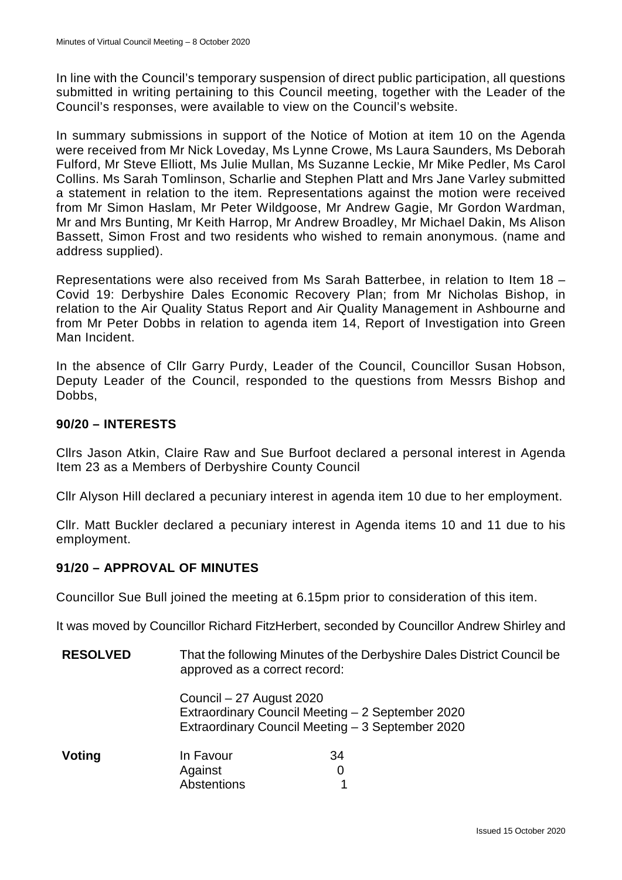In line with the Council's temporary suspension of direct public participation, all questions submitted in writing pertaining to this Council meeting, together with the Leader of the Council's responses, were available to view on the Council's website.

In summary submissions in support of the Notice of Motion at item 10 on the Agenda were received from Mr Nick Loveday, Ms Lynne Crowe, Ms Laura Saunders, Ms Deborah Fulford, Mr Steve Elliott, Ms Julie Mullan, Ms Suzanne Leckie, Mr Mike Pedler, Ms Carol Collins. Ms Sarah Tomlinson, Scharlie and Stephen Platt and Mrs Jane Varley submitted a statement in relation to the item. Representations against the motion were received from Mr Simon Haslam, Mr Peter Wildgoose, Mr Andrew Gagie, Mr Gordon Wardman, Mr and Mrs Bunting, Mr Keith Harrop, Mr Andrew Broadley, Mr Michael Dakin, Ms Alison Bassett, Simon Frost and two residents who wished to remain anonymous. (name and address supplied).

Representations were also received from Ms Sarah Batterbee, in relation to Item 18 – Covid 19: Derbyshire Dales Economic Recovery Plan; from Mr Nicholas Bishop, in relation to the Air Quality Status Report and Air Quality Management in Ashbourne and from Mr Peter Dobbs in relation to agenda item 14, Report of Investigation into Green Man Incident.

In the absence of Cllr Garry Purdy, Leader of the Council, Councillor Susan Hobson, Deputy Leader of the Council, responded to the questions from Messrs Bishop and Dobbs,

## 90/20 – INTERESTS

Cllrs Jason Atkin, Claire Raw and Sue Burfoot declared a personal interest in Agenda Item 23 as a Members of Derbyshire County Council

Cllr Alyson Hill declared a pecuniary interest in agenda item 10 due to her employment.

Cllr. Matt Buckler declared a pecuniary interest in Agenda items 10 and 11 due to his employment.

## 91/20 – APPROVAL OF MINUTES

Councillor Sue Bull joined the meeting at 6.15pm prior to consideration of this item.

It was moved by Councillor Richard FitzHerbert, seconded by Councillor Andrew Shirley and

**RESOLVED** That the following Minutes of the Derbyshire Dales District Council be approved as a correct record:

Council – 27 August 2020
Extraordinary Council Meeting – 2 September 2020
Extraordinary Council Meeting – 3 September 2020

| **Voting** | | |
|---|---|---|
| | In Favour | 34 |
| | Against | 0 |
| | Abstentions | 1 |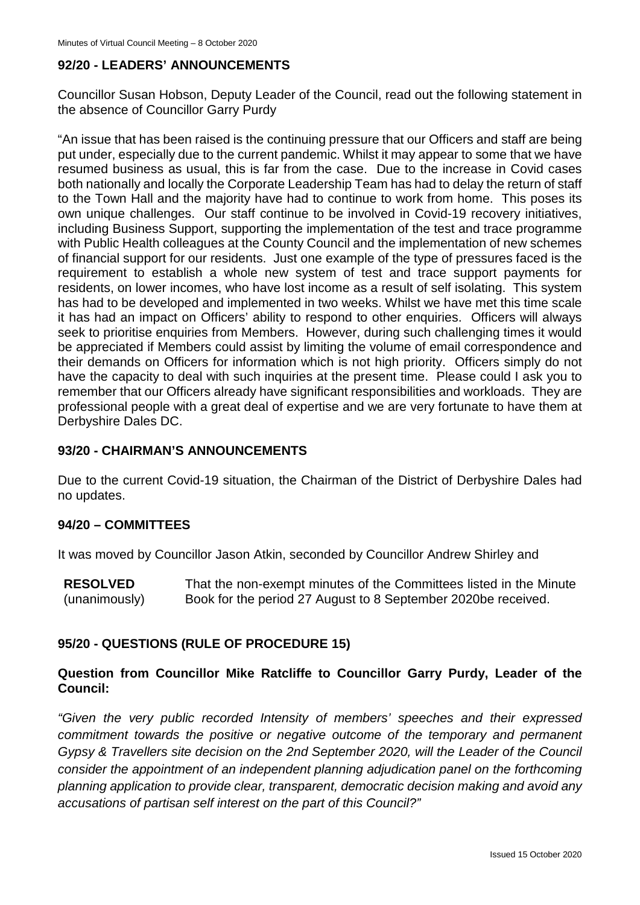## 92/20 - LEADERS' ANNOUNCEMENTS

Councillor Susan Hobson, Deputy Leader of the Council, read out the following statement in the absence of Councillor Garry Purdy

"An issue that has been raised is the continuing pressure that our Officers and staff are being put under, especially due to the current pandemic. Whilst it may appear to some that we have resumed business as usual, this is far from the case. Due to the increase in Covid cases both nationally and locally the Corporate Leadership Team has had to delay the return of staff to the Town Hall and the majority have had to continue to work from home. This poses its own unique challenges. Our staff continue to be involved in Covid-19 recovery initiatives, including Business Support, supporting the implementation of the test and trace programme with Public Health colleagues at the County Council and the implementation of new schemes of financial support for our residents. Just one example of the type of pressures faced is the requirement to establish a whole new system of test and trace support payments for residents, on lower incomes, who have lost income as a result of self isolating. This system has had to be developed and implemented in two weeks. Whilst we have met this time scale it has had an impact on Officers' ability to respond to other enquiries. Officers will always seek to prioritise enquiries from Members. However, during such challenging times it would be appreciated if Members could assist by limiting the volume of email correspondence and their demands on Officers for information which is not high priority. Officers simply do not have the capacity to deal with such inquiries at the present time. Please could I ask you to remember that our Officers already have significant responsibilities and workloads. They are professional people with a great deal of expertise and we are very fortunate to have them at Derbyshire Dales DC.

## 93/20 - CHAIRMAN'S ANNOUNCEMENTS

Due to the current Covid-19 situation, the Chairman of the District of Derbyshire Dales had no updates.

## 94/20 – COMMITTEES

It was moved by Councillor Jason Atkin, seconded by Councillor Andrew Shirley and

**RESOLVED** (unanimously) That the non-exempt minutes of the Committees listed in the Minute Book for the period 27 August to 8 September 2020be received.

## 95/20 - QUESTIONS (RULE OF PROCEDURE 15)

### Question from Councillor Mike Ratcliffe to Councillor Garry Purdy, Leader of the Council:

*"Given the very public recorded Intensity of members' speeches and their expressed commitment towards the positive or negative outcome of the temporary and permanent Gypsy & Travellers site decision on the 2nd September 2020, will the Leader of the Council consider the appointment of an independent planning adjudication panel on the forthcoming planning application to provide clear, transparent, democratic decision making and avoid any accusations of partisan self interest on the part of this Council?"*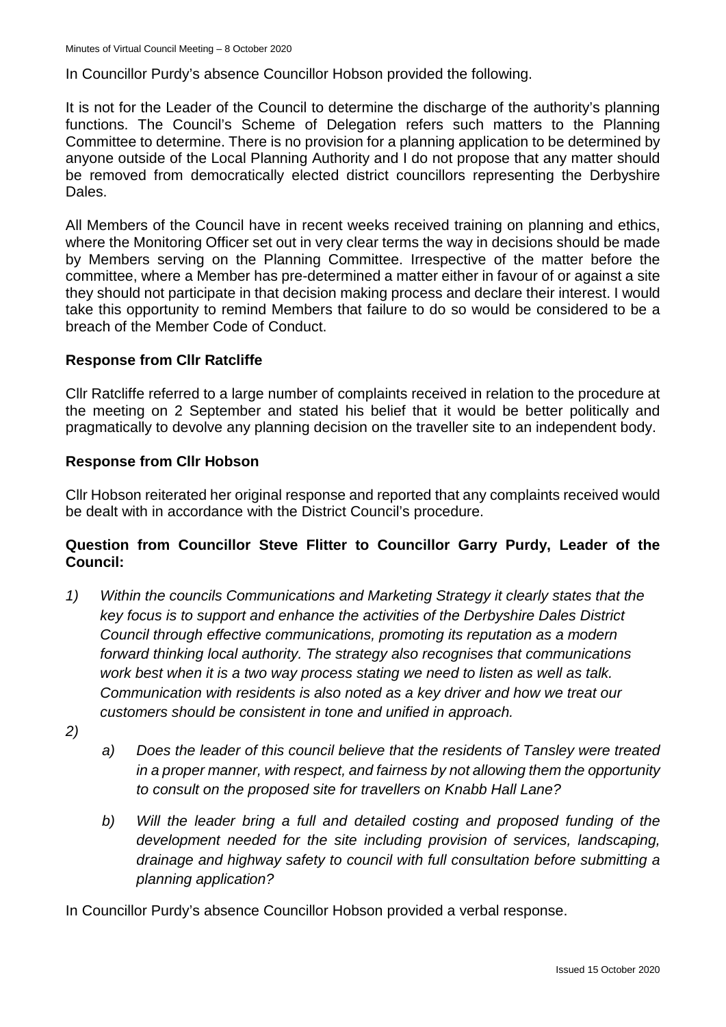In Councillor Purdy's absence Councillor Hobson provided the following.

It is not for the Leader of the Council to determine the discharge of the authority's planning functions. The Council's Scheme of Delegation refers such matters to the Planning Committee to determine. There is no provision for a planning application to be determined by anyone outside of the Local Planning Authority and I do not propose that any matter should be removed from democratically elected district councillors representing the Derbyshire Dales.

All Members of the Council have in recent weeks received training on planning and ethics, where the Monitoring Officer set out in very clear terms the way in decisions should be made by Members serving on the Planning Committee. Irrespective of the matter before the committee, where a Member has pre-determined a matter either in favour of or against a site they should not participate in that decision making process and declare their interest. I would take this opportunity to remind Members that failure to do so would be considered to be a breach of the Member Code of Conduct.

**Response from Cllr Ratcliffe**

Cllr Ratcliffe referred to a large number of complaints received in relation to the procedure at the meeting on 2 September and stated his belief that it would be better politically and pragmatically to devolve any planning decision on the traveller site to an independent body.

**Response from Cllr Hobson**

Cllr Hobson reiterated her original response and reported that any complaints received would be dealt with in accordance with the District Council's procedure.

**Question from Councillor Steve Flitter to Councillor Garry Purdy, Leader of the Council:**

1) *Within the councils Communications and Marketing Strategy it clearly states that the key focus is to support and enhance the activities of the Derbyshire Dales District Council through effective communications, promoting its reputation as a modern forward thinking local authority. The strategy also recognises that communications work best when it is a two way process stating we need to listen as well as talk. Communication with residents is also noted as a key driver and how we treat our customers should be consistent in tone and unified in approach.*

2)
   a) *Does the leader of this council believe that the residents of Tansley were treated in a proper manner, with respect, and fairness by not allowing them the opportunity to consult on the proposed site for travellers on Knabb Hall Lane?*

   b) *Will the leader bring a full and detailed costing and proposed funding of the development needed for the site including provision of services, landscaping, drainage and highway safety to council with full consultation before submitting a planning application?*

In Councillor Purdy's absence Councillor Hobson provided a verbal response.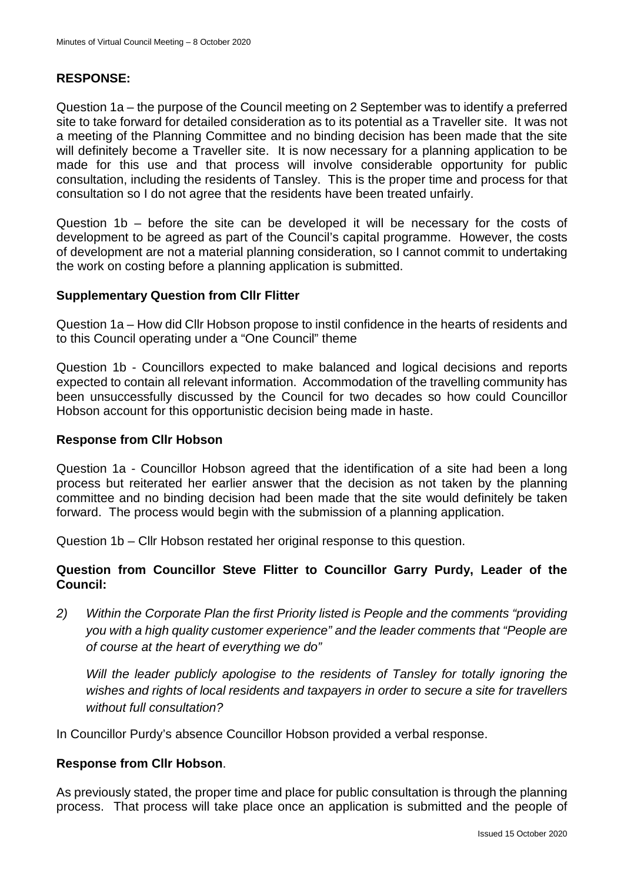**RESPONSE:**

Question 1a – the purpose of the Council meeting on 2 September was to identify a preferred site to take forward for detailed consideration as to its potential as a Traveller site. It was not a meeting of the Planning Committee and no binding decision has been made that the site will definitely become a Traveller site. It is now necessary for a planning application to be made for this use and that process will involve considerable opportunity for public consultation, including the residents of Tansley. This is the proper time and process for that consultation so I do not agree that the residents have been treated unfairly.

Question 1b – before the site can be developed it will be necessary for the costs of development to be agreed as part of the Council's capital programme. However, the costs of development are not a material planning consideration, so I cannot commit to undertaking the work on costing before a planning application is submitted.

**Supplementary Question from Cllr Flitter**

Question 1a – How did Cllr Hobson propose to instil confidence in the hearts of residents and to this Council operating under a "One Council" theme

Question 1b - Councillors expected to make balanced and logical decisions and reports expected to contain all relevant information. Accommodation of the travelling community has been unsuccessfully discussed by the Council for two decades so how could Councillor Hobson account for this opportunistic decision being made in haste.

**Response from Cllr Hobson**

Question 1a - Councillor Hobson agreed that the identification of a site had been a long process but reiterated her earlier answer that the decision as not taken by the planning committee and no binding decision had been made that the site would definitely be taken forward. The process would begin with the submission of a planning application.

Question 1b – Cllr Hobson restated her original response to this question.

**Question from Councillor Steve Flitter to Councillor Garry Purdy, Leader of the Council:**

*2) Within the Corporate Plan the first Priority listed is People and the comments "providing you with a high quality customer experience" and the leader comments that "People are of course at the heart of everything we do"*

*Will the leader publicly apologise to the residents of Tansley for totally ignoring the wishes and rights of local residents and taxpayers in order to secure a site for travellers without full consultation?*

In Councillor Purdy's absence Councillor Hobson provided a verbal response.

**Response from Cllr Hobson**.

As previously stated, the proper time and place for public consultation is through the planning process. That process will take place once an application is submitted and the people of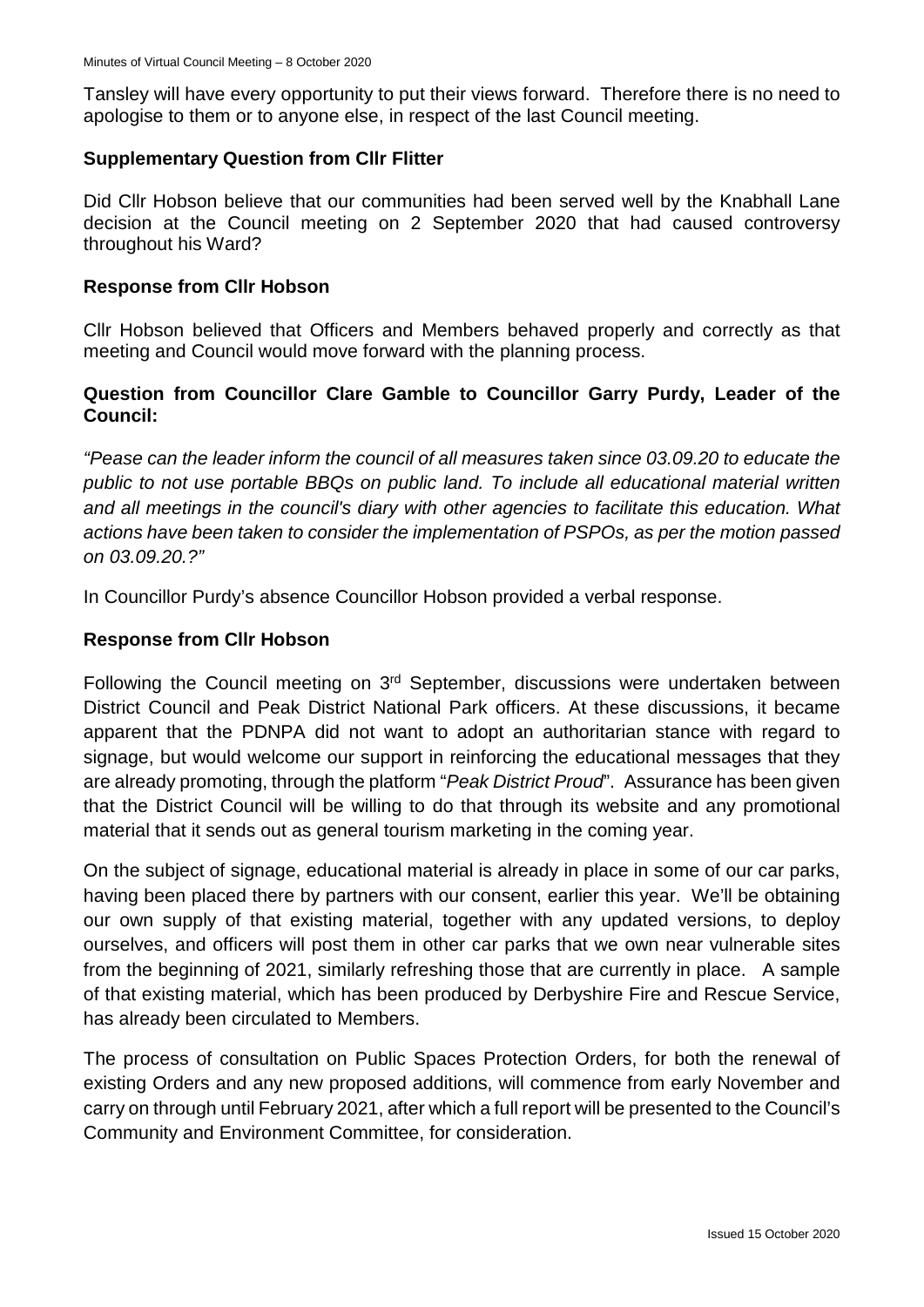Tansley will have every opportunity to put their views forward. Therefore there is no need to apologise to them or to anyone else, in respect of the last Council meeting.

**Supplementary Question from Cllr Flitter**

Did Cllr Hobson believe that our communities had been served well by the Knabhall Lane decision at the Council meeting on 2 September 2020 that had caused controversy throughout his Ward?

**Response from Cllr Hobson**

Cllr Hobson believed that Officers and Members behaved properly and correctly as that meeting and Council would move forward with the planning process.

**Question from Councillor Clare Gamble to Councillor Garry Purdy, Leader of the Council:**

*"Pease can the leader inform the council of all measures taken since 03.09.20 to educate the public to not use portable BBQs on public land. To include all educational material written and all meetings in the council's diary with other agencies to facilitate this education. What actions have been taken to consider the implementation of PSPOs, as per the motion passed on 03.09.20.?"*

In Councillor Purdy's absence Councillor Hobson provided a verbal response.

**Response from Cllr Hobson**

Following the Council meeting on 3rd September, discussions were undertaken between District Council and Peak District National Park officers. At these discussions, it became apparent that the PDNPA did not want to adopt an authoritarian stance with regard to signage, but would welcome our support in reinforcing the educational messages that they are already promoting, through the platform "*Peak District Proud*". Assurance has been given that the District Council will be willing to do that through its website and any promotional material that it sends out as general tourism marketing in the coming year.

On the subject of signage, educational material is already in place in some of our car parks, having been placed there by partners with our consent, earlier this year. We'll be obtaining our own supply of that existing material, together with any updated versions, to deploy ourselves, and officers will post them in other car parks that we own near vulnerable sites from the beginning of 2021, similarly refreshing those that are currently in place. A sample of that existing material, which has been produced by Derbyshire Fire and Rescue Service, has already been circulated to Members.

The process of consultation on Public Spaces Protection Orders, for both the renewal of existing Orders and any new proposed additions, will commence from early November and carry on through until February 2021, after which a full report will be presented to the Council's Community and Environment Committee, for consideration.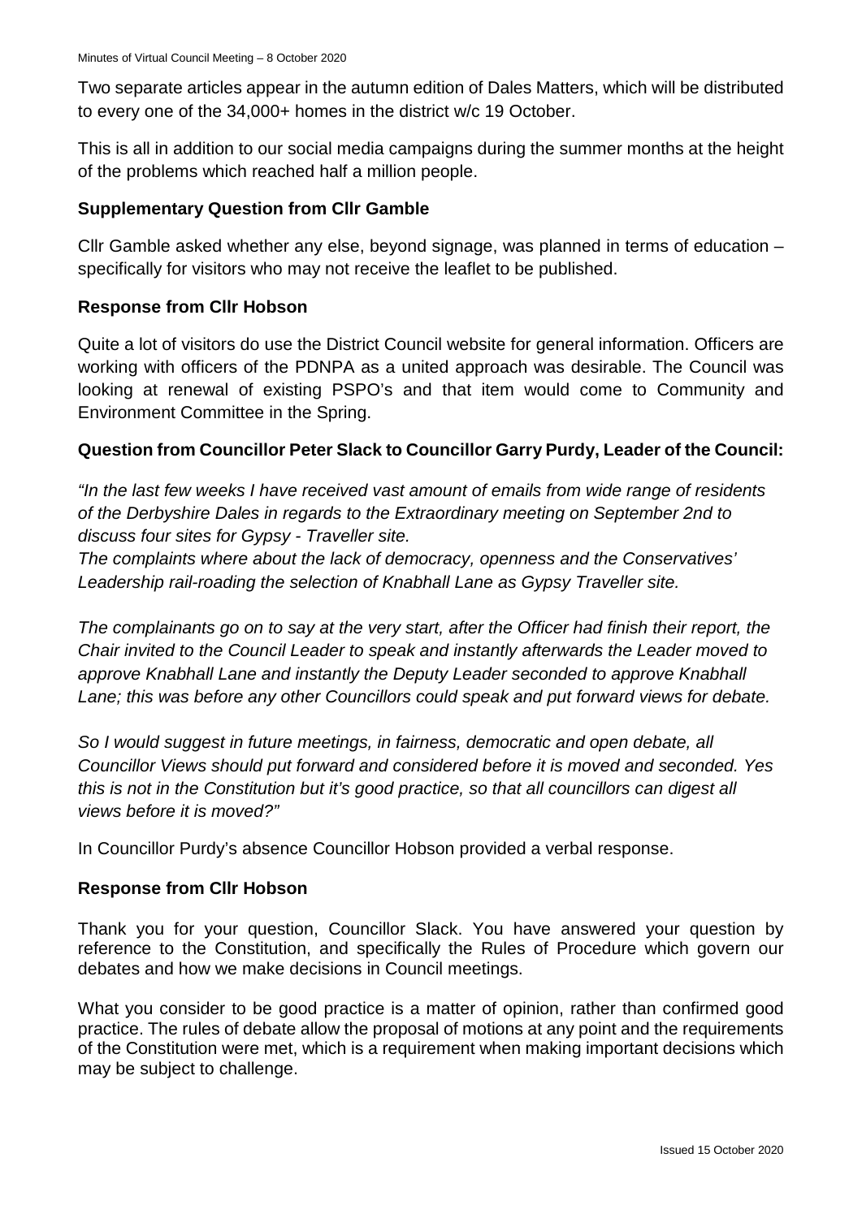Two separate articles appear in the autumn edition of Dales Matters, which will be distributed to every one of the 34,000+ homes in the district w/c 19 October.

This is all in addition to our social media campaigns during the summer months at the height of the problems which reached half a million people.

**Supplementary Question from Cllr Gamble**

Cllr Gamble asked whether any else, beyond signage, was planned in terms of education – specifically for visitors who may not receive the leaflet to be published.

**Response from Cllr Hobson**

Quite a lot of visitors do use the District Council website for general information. Officers are working with officers of the PDNPA as a united approach was desirable. The Council was looking at renewal of existing PSPO's and that item would come to Community and Environment Committee in the Spring.

**Question from Councillor Peter Slack to Councillor Garry Purdy, Leader of the Council:**

*"In the last few weeks I have received vast amount of emails from wide range of residents of the Derbyshire Dales in regards to the Extraordinary meeting on September 2nd to discuss four sites for Gypsy - Traveller site.*
*The complaints where about the lack of democracy, openness and the Conservatives' Leadership rail-roading the selection of Knabhall Lane as Gypsy Traveller site.*

*The complainants go on to say at the very start, after the Officer had finish their report, the Chair invited to the Council Leader to speak and instantly afterwards the Leader moved to approve Knabhall Lane and instantly the Deputy Leader seconded to approve Knabhall Lane; this was before any other Councillors could speak and put forward views for debate.*

*So I would suggest in future meetings, in fairness, democratic and open debate, all Councillor Views should put forward and considered before it is moved and seconded. Yes this is not in the Constitution but it's good practice, so that all councillors can digest all views before it is moved?"*

In Councillor Purdy's absence Councillor Hobson provided a verbal response.

**Response from Cllr Hobson**

Thank you for your question, Councillor Slack. You have answered your question by reference to the Constitution, and specifically the Rules of Procedure which govern our debates and how we make decisions in Council meetings.

What you consider to be good practice is a matter of opinion, rather than confirmed good practice. The rules of debate allow the proposal of motions at any point and the requirements of the Constitution were met, which is a requirement when making important decisions which may be subject to challenge.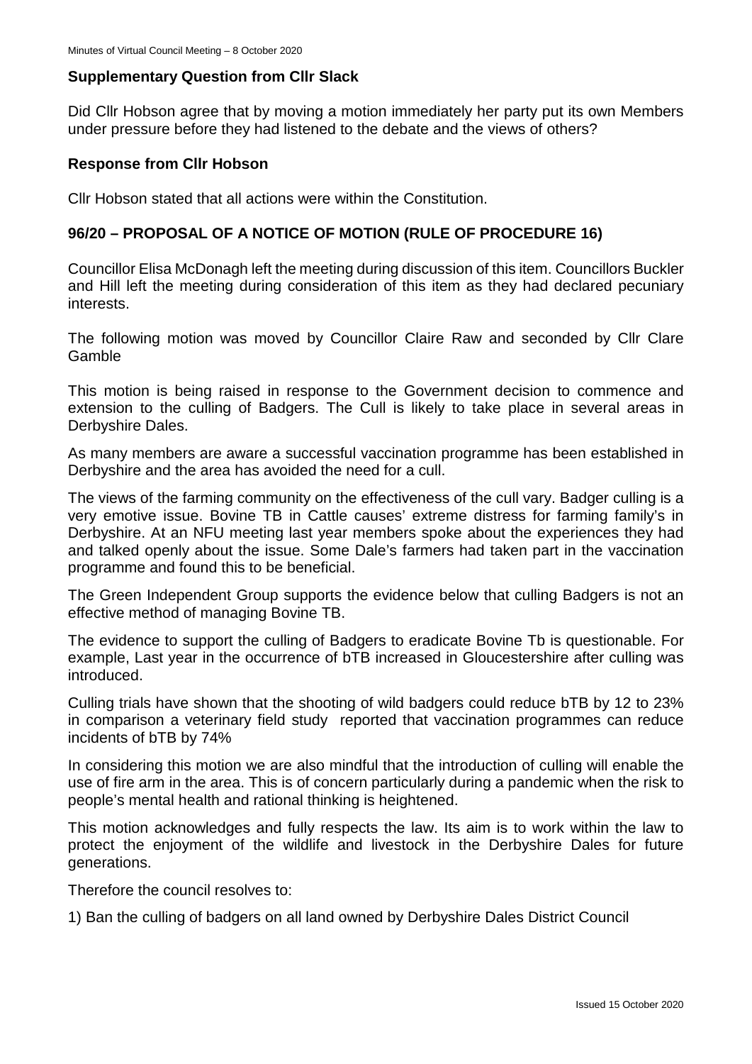**Supplementary Question from Cllr Slack**

Did Cllr Hobson agree that by moving a motion immediately her party put its own Members under pressure before they had listened to the debate and the views of others?

**Response from Cllr Hobson**

Cllr Hobson stated that all actions were within the Constitution.

## 96/20 – PROPOSAL OF A NOTICE OF MOTION (RULE OF PROCEDURE 16)

Councillor Elisa McDonagh left the meeting during discussion of this item. Councillors Buckler and Hill left the meeting during consideration of this item as they had declared pecuniary interests.

The following motion was moved by Councillor Claire Raw and seconded by Cllr Clare Gamble

This motion is being raised in response to the Government decision to commence and extension to the culling of Badgers. The Cull is likely to take place in several areas in Derbyshire Dales.

As many members are aware a successful vaccination programme has been established in Derbyshire and the area has avoided the need for a cull.

The views of the farming community on the effectiveness of the cull vary. Badger culling is a very emotive issue. Bovine TB in Cattle causes' extreme distress for farming family's in Derbyshire. At an NFU meeting last year members spoke about the experiences they had and talked openly about the issue. Some Dale's farmers had taken part in the vaccination programme and found this to be beneficial.

The Green Independent Group supports the evidence below that culling Badgers is not an effective method of managing Bovine TB.

The evidence to support the culling of Badgers to eradicate Bovine Tb is questionable. For example, Last year in the occurrence of bTB increased in Gloucestershire after culling was introduced.

Culling trials have shown that the shooting of wild badgers could reduce bTB by 12 to 23% in comparison a veterinary field study reported that vaccination programmes can reduce incidents of bTB by 74%

In considering this motion we are also mindful that the introduction of culling will enable the use of fire arm in the area. This is of concern particularly during a pandemic when the risk to people's mental health and rational thinking is heightened.

This motion acknowledges and fully respects the law. Its aim is to work within the law to protect the enjoyment of the wildlife and livestock in the Derbyshire Dales for future generations.

Therefore the council resolves to:

1) Ban the culling of badgers on all land owned by Derbyshire Dales District Council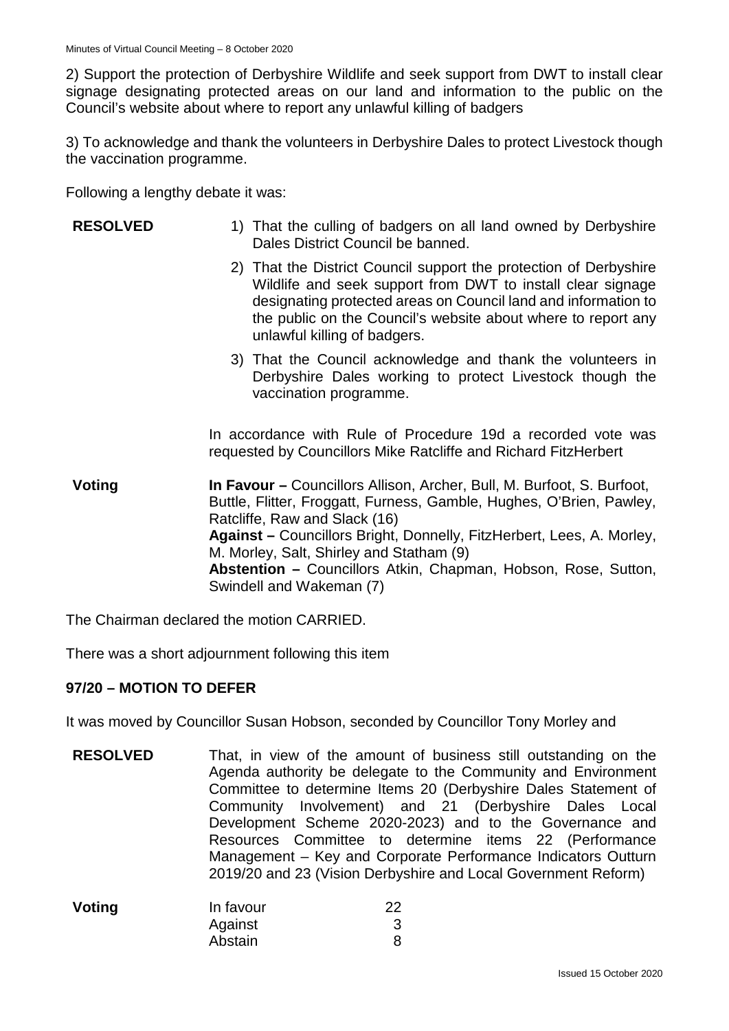2) Support the protection of Derbyshire Wildlife and seek support from DWT to install clear signage designating protected areas on our land and information to the public on the Council's website about where to report any unlawful killing of badgers

3) To acknowledge and thank the volunteers in Derbyshire Dales to protect Livestock though the vaccination programme.

Following a lengthy debate it was:

**RESOLVED**

1) That the culling of badgers on all land owned by Derbyshire Dales District Council be banned.
2) That the District Council support the protection of Derbyshire Wildlife and seek support from DWT to install clear signage designating protected areas on Council land and information to the public on the Council's website about where to report any unlawful killing of badgers.
3) That the Council acknowledge and thank the volunteers in Derbyshire Dales working to protect Livestock though the vaccination programme.

In accordance with Rule of Procedure 19d a recorded vote was requested by Councillors Mike Ratcliffe and Richard FitzHerbert

**Voting**

**In Favour –** Councillors Allison, Archer, Bull, M. Burfoot, S. Burfoot, Buttle, Flitter, Froggatt, Furness, Gamble, Hughes, O'Brien, Pawley, Ratcliffe, Raw and Slack (16)
**Against –** Councillors Bright, Donnelly, FitzHerbert, Lees, A. Morley, M. Morley, Salt, Shirley and Statham (9)
**Abstention –** Councillors Atkin, Chapman, Hobson, Rose, Sutton, Swindell and Wakeman (7)

The Chairman declared the motion CARRIED.

There was a short adjournment following this item

## 97/20 – MOTION TO DEFER

It was moved by Councillor Susan Hobson, seconded by Councillor Tony Morley and

**RESOLVED**

That, in view of the amount of business still outstanding on the Agenda authority be delegate to the Community and Environment Committee to determine Items 20 (Derbyshire Dales Statement of Community Involvement) and 21 (Derbyshire Dales Local Development Scheme 2020-2023) and to the Governance and Resources Committee to determine items 22 (Performance Management – Key and Corporate Performance Indicators Outturn 2019/20 and 23 (Vision Derbyshire and Local Government Reform)

**Voting**

| | |
|---|---|
| In favour | 22 |
| Against | 3 |
| Abstain | 8 |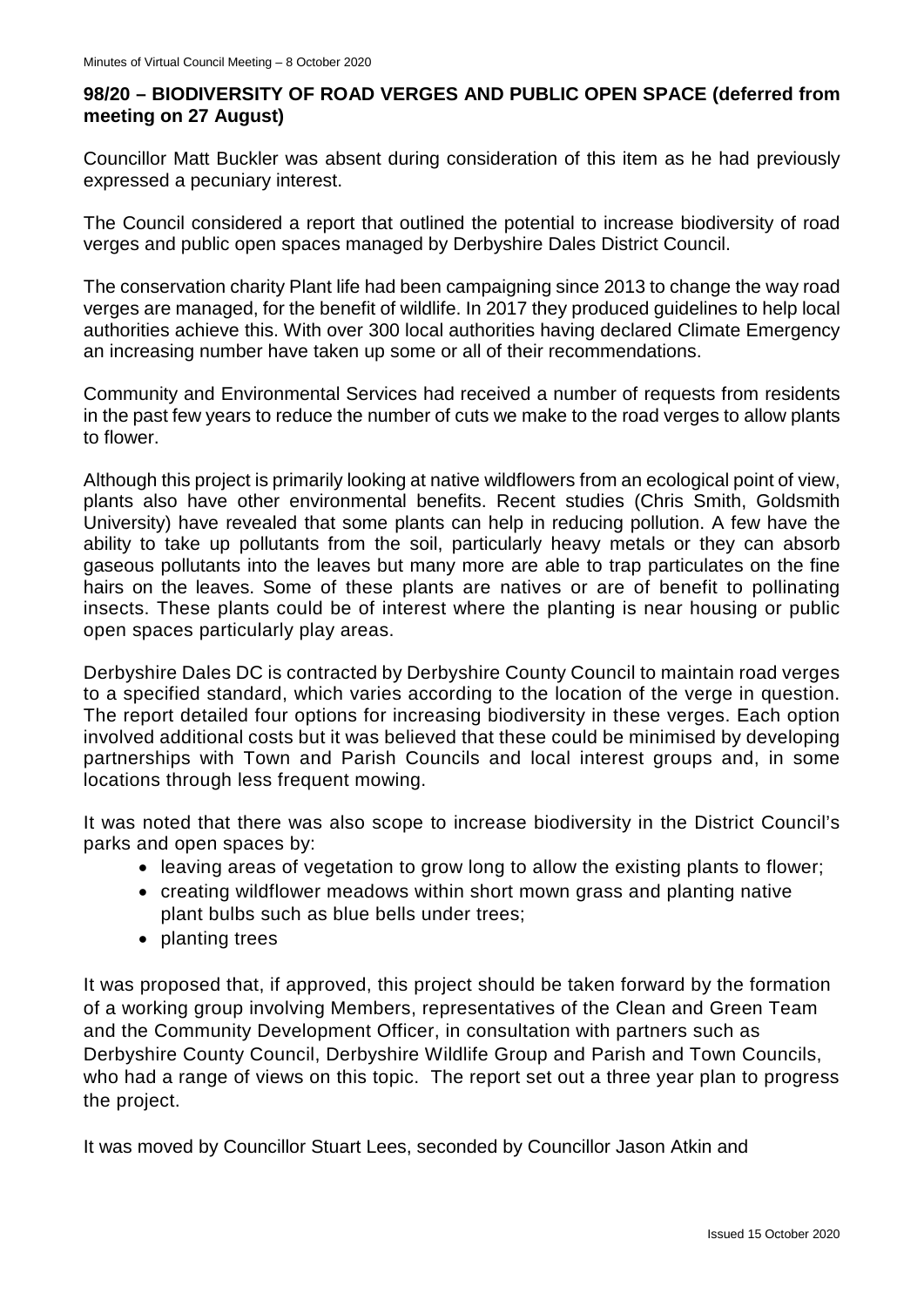## 98/20 – BIODIVERSITY OF ROAD VERGES AND PUBLIC OPEN SPACE (deferred from meeting on 27 August)

Councillor Matt Buckler was absent during consideration of this item as he had previously expressed a pecuniary interest.

The Council considered a report that outlined the potential to increase biodiversity of road verges and public open spaces managed by Derbyshire Dales District Council.

The conservation charity Plant life had been campaigning since 2013 to change the way road verges are managed, for the benefit of wildlife. In 2017 they produced guidelines to help local authorities achieve this. With over 300 local authorities having declared Climate Emergency an increasing number have taken up some or all of their recommendations.

Community and Environmental Services had received a number of requests from residents in the past few years to reduce the number of cuts we make to the road verges to allow plants to flower.

Although this project is primarily looking at native wildflowers from an ecological point of view, plants also have other environmental benefits. Recent studies (Chris Smith, Goldsmith University) have revealed that some plants can help in reducing pollution. A few have the ability to take up pollutants from the soil, particularly heavy metals or they can absorb gaseous pollutants into the leaves but many more are able to trap particulates on the fine hairs on the leaves. Some of these plants are natives or are of benefit to pollinating insects. These plants could be of interest where the planting is near housing or public open spaces particularly play areas.

Derbyshire Dales DC is contracted by Derbyshire County Council to maintain road verges to a specified standard, which varies according to the location of the verge in question. The report detailed four options for increasing biodiversity in these verges. Each option involved additional costs but it was believed that these could be minimised by developing partnerships with Town and Parish Councils and local interest groups and, in some locations through less frequent mowing.

It was noted that there was also scope to increase biodiversity in the District Council's parks and open spaces by:

- leaving areas of vegetation to grow long to allow the existing plants to flower;
- creating wildflower meadows within short mown grass and planting native plant bulbs such as blue bells under trees;
- planting trees

It was proposed that, if approved, this project should be taken forward by the formation of a working group involving Members, representatives of the Clean and Green Team and the Community Development Officer, in consultation with partners such as Derbyshire County Council, Derbyshire Wildlife Group and Parish and Town Councils, who had a range of views on this topic. The report set out a three year plan to progress the project.

It was moved by Councillor Stuart Lees, seconded by Councillor Jason Atkin and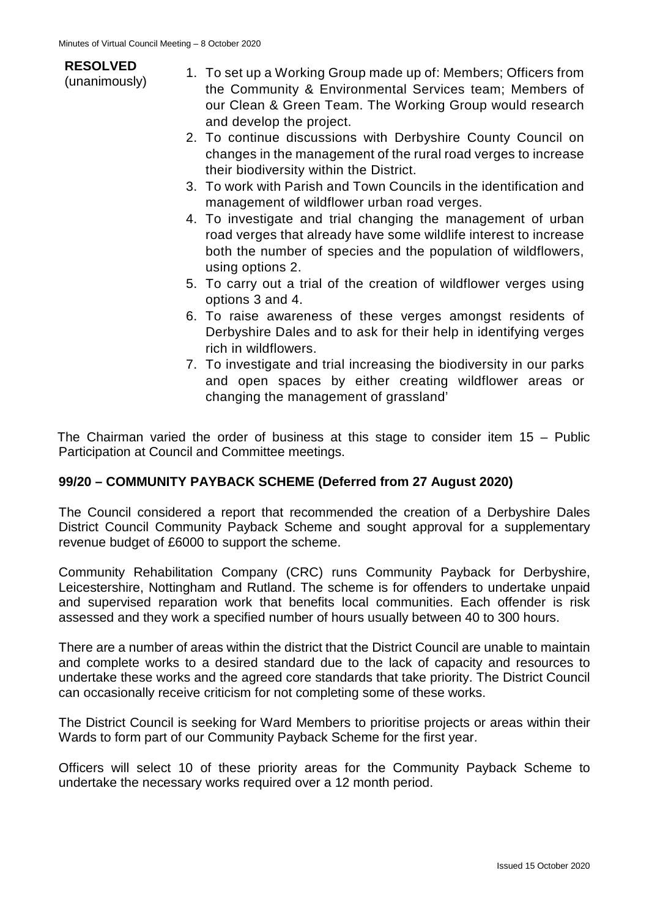**RESOLVED**
(unanimously)

1. To set up a Working Group made up of: Members; Officers from the Community & Environmental Services team; Members of our Clean & Green Team. The Working Group would research and develop the project.
2. To continue discussions with Derbyshire County Council on changes in the management of the rural road verges to increase their biodiversity within the District.
3. To work with Parish and Town Councils in the identification and management of wildflower urban road verges.
4. To investigate and trial changing the management of urban road verges that already have some wildlife interest to increase both the number of species and the population of wildflowers, using options 2.
5. To carry out a trial of the creation of wildflower verges using options 3 and 4.
6. To raise awareness of these verges amongst residents of Derbyshire Dales and to ask for their help in identifying verges rich in wildflowers.
7. To investigate and trial increasing the biodiversity in our parks and open spaces by either creating wildflower areas or changing the management of grassland'

The Chairman varied the order of business at this stage to consider item 15 – Public Participation at Council and Committee meetings.

## 99/20 – COMMUNITY PAYBACK SCHEME (Deferred from 27 August 2020)

The Council considered a report that recommended the creation of a Derbyshire Dales District Council Community Payback Scheme and sought approval for a supplementary revenue budget of £6000 to support the scheme.

Community Rehabilitation Company (CRC) runs Community Payback for Derbyshire, Leicestershire, Nottingham and Rutland. The scheme is for offenders to undertake unpaid and supervised reparation work that benefits local communities. Each offender is risk assessed and they work a specified number of hours usually between 40 to 300 hours.

There are a number of areas within the district that the District Council are unable to maintain and complete works to a desired standard due to the lack of capacity and resources to undertake these works and the agreed core standards that take priority. The District Council can occasionally receive criticism for not completing some of these works.

The District Council is seeking for Ward Members to prioritise projects or areas within their Wards to form part of our Community Payback Scheme for the first year.

Officers will select 10 of these priority areas for the Community Payback Scheme to undertake the necessary works required over a 12 month period.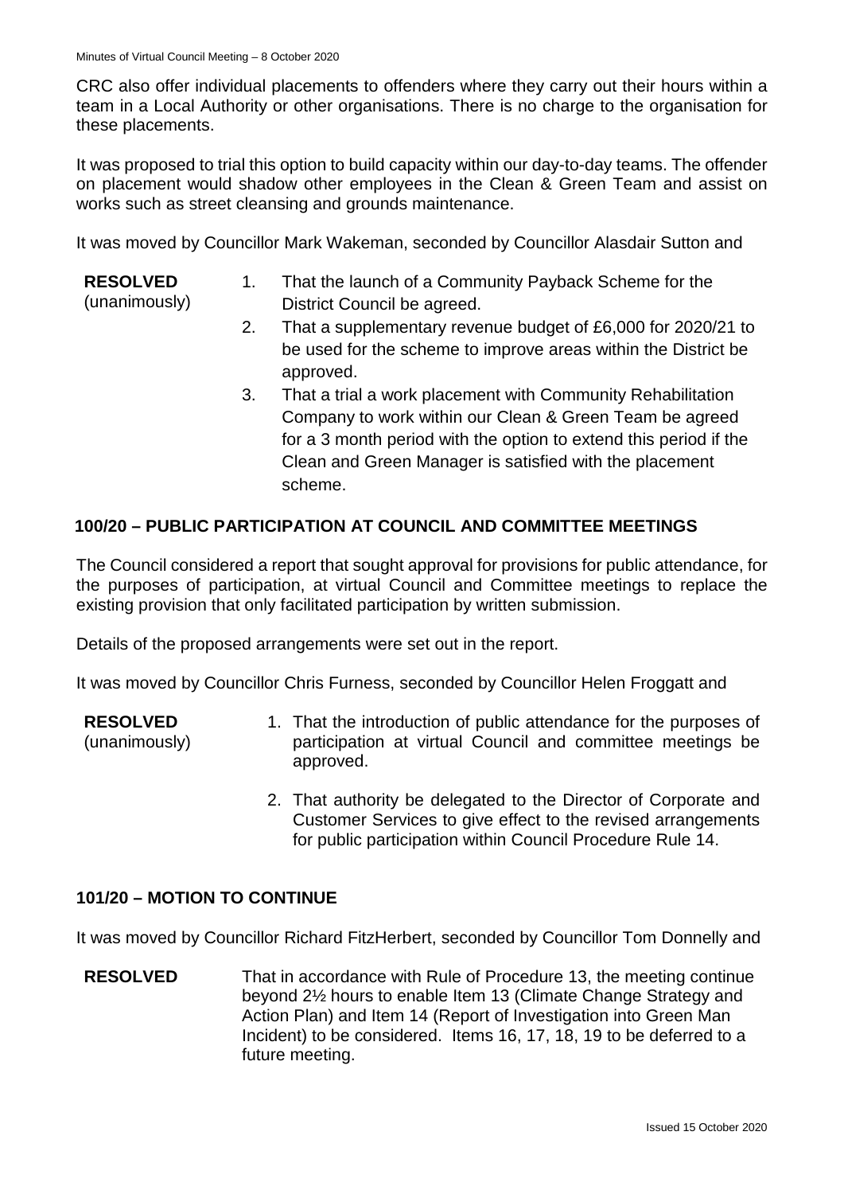CRC also offer individual placements to offenders where they carry out their hours within a team in a Local Authority or other organisations. There is no charge to the organisation for these placements.

It was proposed to trial this option to build capacity within our day-to-day teams. The offender on placement would shadow other employees in the Clean & Green Team and assist on works such as street cleansing and grounds maintenance.

It was moved by Councillor Mark Wakeman, seconded by Councillor Alasdair Sutton and

**RESOLVED** (unanimously)

1. That the launch of a Community Payback Scheme for the District Council be agreed.
2. That a supplementary revenue budget of £6,000 for 2020/21 to be used for the scheme to improve areas within the District be approved.
3. That a trial a work placement with Community Rehabilitation Company to work within our Clean & Green Team be agreed for a 3 month period with the option to extend this period if the Clean and Green Manager is satisfied with the placement scheme.

## 100/20 – PUBLIC PARTICIPATION AT COUNCIL AND COMMITTEE MEETINGS

The Council considered a report that sought approval for provisions for public attendance, for the purposes of participation, at virtual Council and Committee meetings to replace the existing provision that only facilitated participation by written submission.

Details of the proposed arrangements were set out in the report.

It was moved by Councillor Chris Furness, seconded by Councillor Helen Froggatt and

**RESOLVED** (unanimously)

1. That the introduction of public attendance for the purposes of participation at virtual Council and committee meetings be approved.
2. That authority be delegated to the Director of Corporate and Customer Services to give effect to the revised arrangements for public participation within Council Procedure Rule 14.

## 101/20 – MOTION TO CONTINUE

It was moved by Councillor Richard FitzHerbert, seconded by Councillor Tom Donnelly and

**RESOLVED** That in accordance with Rule of Procedure 13, the meeting continue beyond 2½ hours to enable Item 13 (Climate Change Strategy and Action Plan) and Item 14 (Report of Investigation into Green Man Incident) to be considered. Items 16, 17, 18, 19 to be deferred to a future meeting.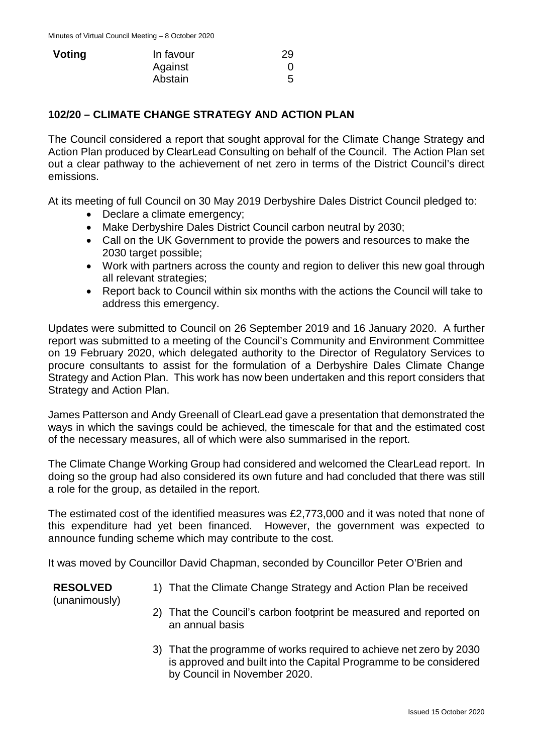| **Voting** | In favour | 29 |
|---|---|---|
| | Against | 0 |
| | Abstain | 5 |

## 102/20 – CLIMATE CHANGE STRATEGY AND ACTION PLAN

The Council considered a report that sought approval for the Climate Change Strategy and Action Plan produced by ClearLead Consulting on behalf of the Council. The Action Plan set out a clear pathway to the achievement of net zero in terms of the District Council's direct emissions.

At its meeting of full Council on 30 May 2019 Derbyshire Dales District Council pledged to:

- Declare a climate emergency;
- Make Derbyshire Dales District Council carbon neutral by 2030;
- Call on the UK Government to provide the powers and resources to make the 2030 target possible;
- Work with partners across the county and region to deliver this new goal through all relevant strategies;
- Report back to Council within six months with the actions the Council will take to address this emergency.

Updates were submitted to Council on 26 September 2019 and 16 January 2020. A further report was submitted to a meeting of the Council's Community and Environment Committee on 19 February 2020, which delegated authority to the Director of Regulatory Services to procure consultants to assist for the formulation of a Derbyshire Dales Climate Change Strategy and Action Plan. This work has now been undertaken and this report considers that Strategy and Action Plan.

James Patterson and Andy Greenall of ClearLead gave a presentation that demonstrated the ways in which the savings could be achieved, the timescale for that and the estimated cost of the necessary measures, all of which were also summarised in the report.

The Climate Change Working Group had considered and welcomed the ClearLead report. In doing so the group had also considered its own future and had concluded that there was still a role for the group, as detailed in the report.

The estimated cost of the identified measures was £2,773,000 and it was noted that none of this expenditure had yet been financed. However, the government was expected to announce funding scheme which may contribute to the cost.

It was moved by Councillor David Chapman, seconded by Councillor Peter O'Brien and

**RESOLVED** (unanimously)

1) That the Climate Change Strategy and Action Plan be received
2) That the Council's carbon footprint be measured and reported on an annual basis
3) That the programme of works required to achieve net zero by 2030 is approved and built into the Capital Programme to be considered by Council in November 2020.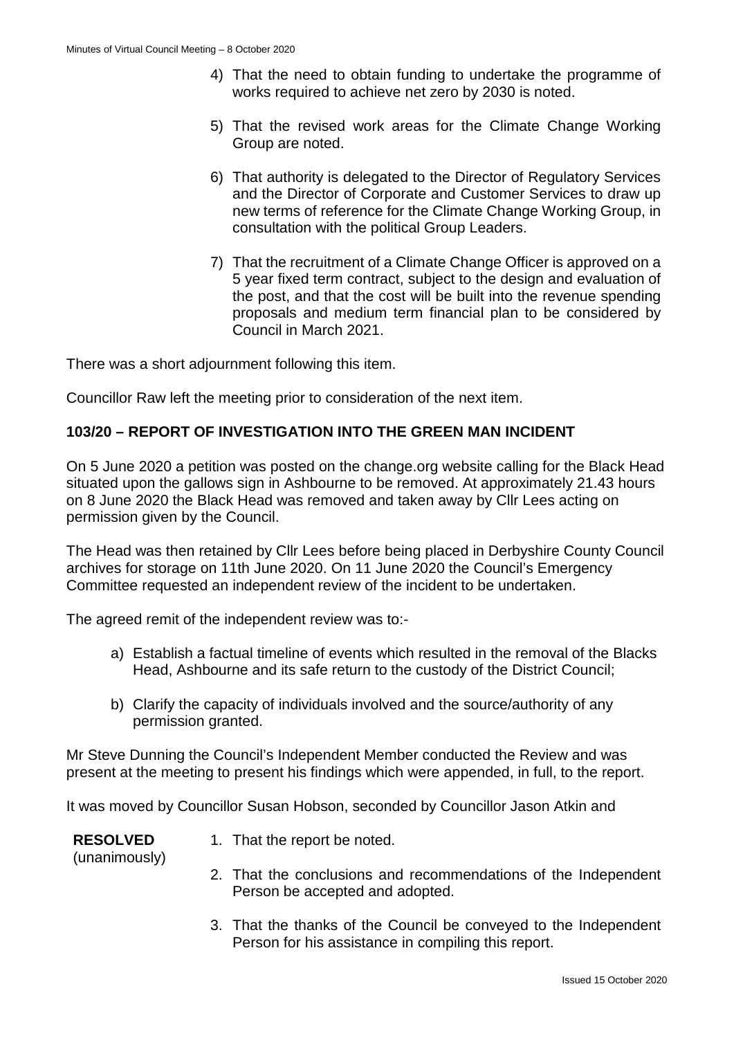4) That the need to obtain funding to undertake the programme of works required to achieve net zero by 2030 is noted.

5) That the revised work areas for the Climate Change Working Group are noted.

6) That authority is delegated to the Director of Regulatory Services and the Director of Corporate and Customer Services to draw up new terms of reference for the Climate Change Working Group, in consultation with the political Group Leaders.

7) That the recruitment of a Climate Change Officer is approved on a 5 year fixed term contract, subject to the design and evaluation of the post, and that the cost will be built into the revenue spending proposals and medium term financial plan to be considered by Council in March 2021.

There was a short adjournment following this item.

Councillor Raw left the meeting prior to consideration of the next item.

## 103/20 – REPORT OF INVESTIGATION INTO THE GREEN MAN INCIDENT

On 5 June 2020 a petition was posted on the change.org website calling for the Black Head situated upon the gallows sign in Ashbourne to be removed. At approximately 21.43 hours on 8 June 2020 the Black Head was removed and taken away by Cllr Lees acting on permission given by the Council.

The Head was then retained by Cllr Lees before being placed in Derbyshire County Council archives for storage on 11th June 2020. On 11 June 2020 the Council's Emergency Committee requested an independent review of the incident to be undertaken.

The agreed remit of the independent review was to:-

a) Establish a factual timeline of events which resulted in the removal of the Blacks Head, Ashbourne and its safe return to the custody of the District Council;

b) Clarify the capacity of individuals involved and the source/authority of any permission granted.

Mr Steve Dunning the Council's Independent Member conducted the Review and was present at the meeting to present his findings which were appended, in full, to the report.

It was moved by Councillor Susan Hobson, seconded by Councillor Jason Atkin and

**RESOLVED** (unanimously)

1. That the report be noted.

2. That the conclusions and recommendations of the Independent Person be accepted and adopted.

3. That the thanks of the Council be conveyed to the Independent Person for his assistance in compiling this report.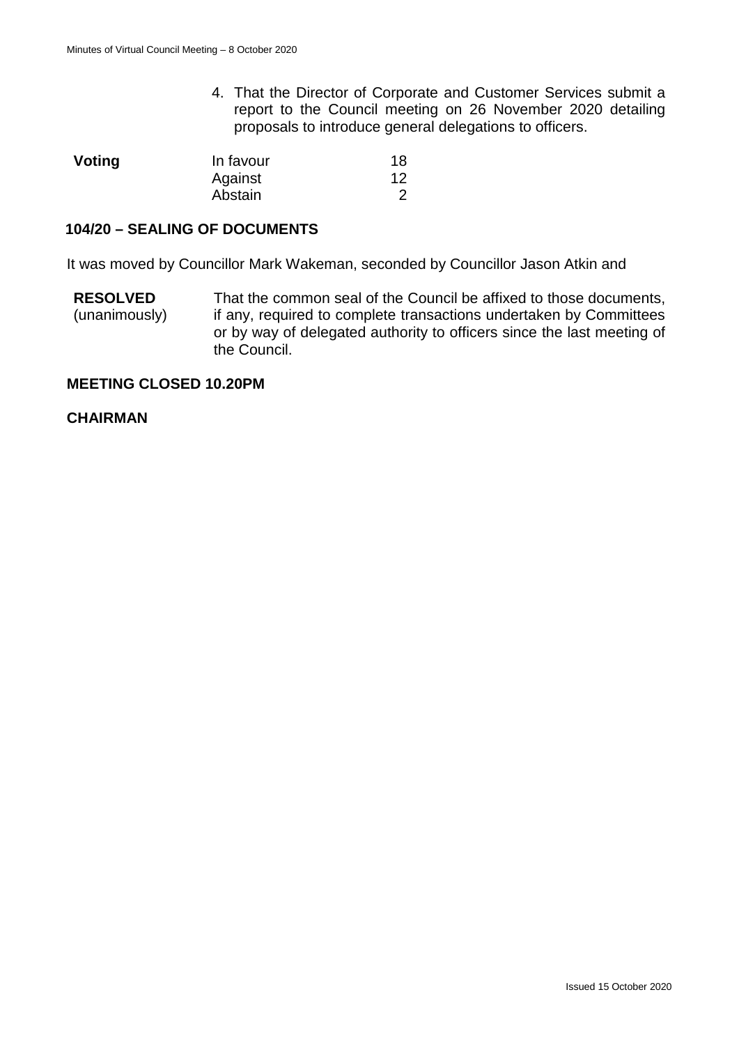4. That the Director of Corporate and Customer Services submit a report to the Council meeting on 26 November 2020 detailing proposals to introduce general delegations to officers.

| | | |
|---|---|---|
| **Voting** | In favour | 18 |
| | Against | 12 |
| | Abstain | 2 |

## 104/20 – SEALING OF DOCUMENTS

It was moved by Councillor Mark Wakeman, seconded by Councillor Jason Atkin and

**RESOLVED** (unanimously) That the common seal of the Council be affixed to those documents, if any, required to complete transactions undertaken by Committees or by way of delegated authority to officers since the last meeting of the Council.

**MEETING CLOSED 10.20PM**

**CHAIRMAN**

Issued 15 October 2020